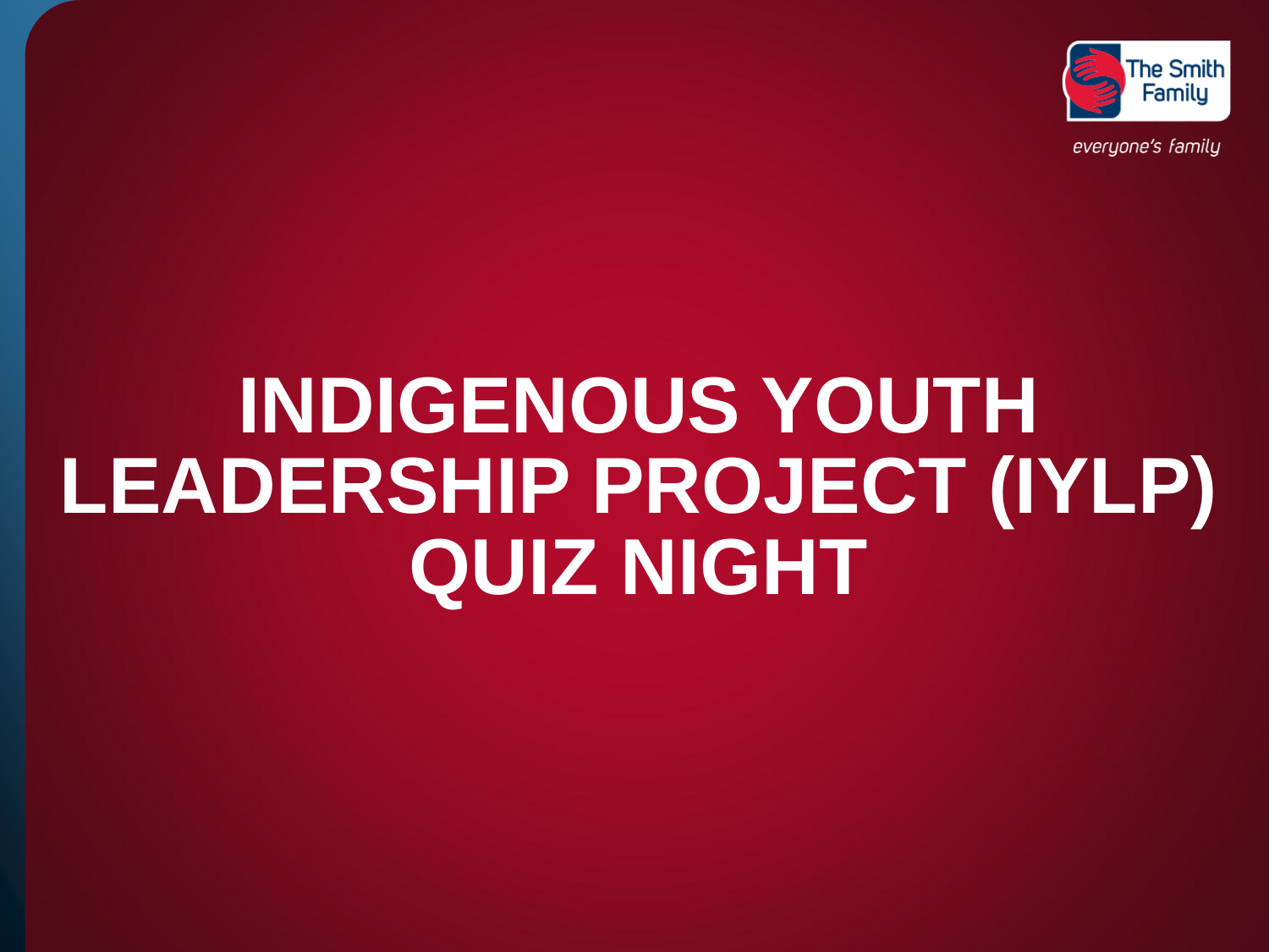The Smith Family

*everyone's family*

# INDIGENOUS YOUTH LEADERSHIP PROJECT (IYLP) QUIZ NIGHT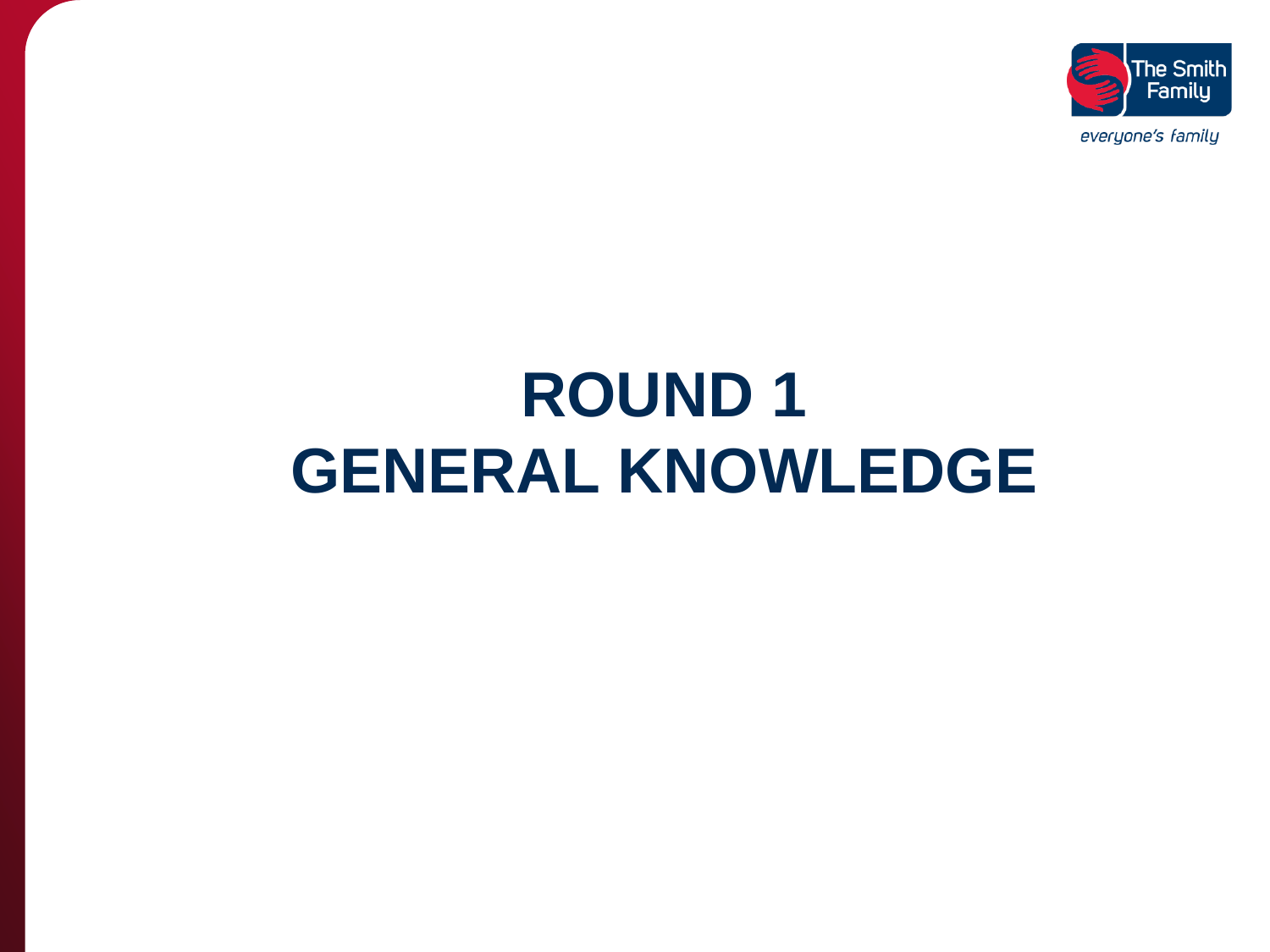# ROUND 1
# GENERAL KNOWLEDGE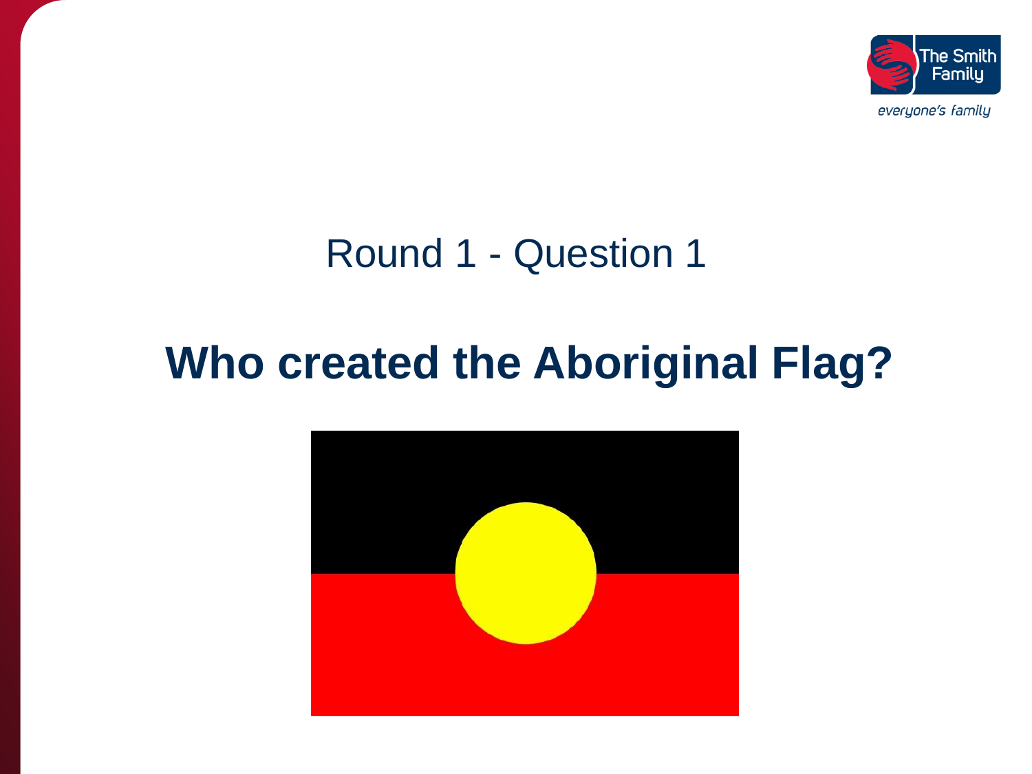Round 1 - Question 1

# Who created the Aboriginal Flag?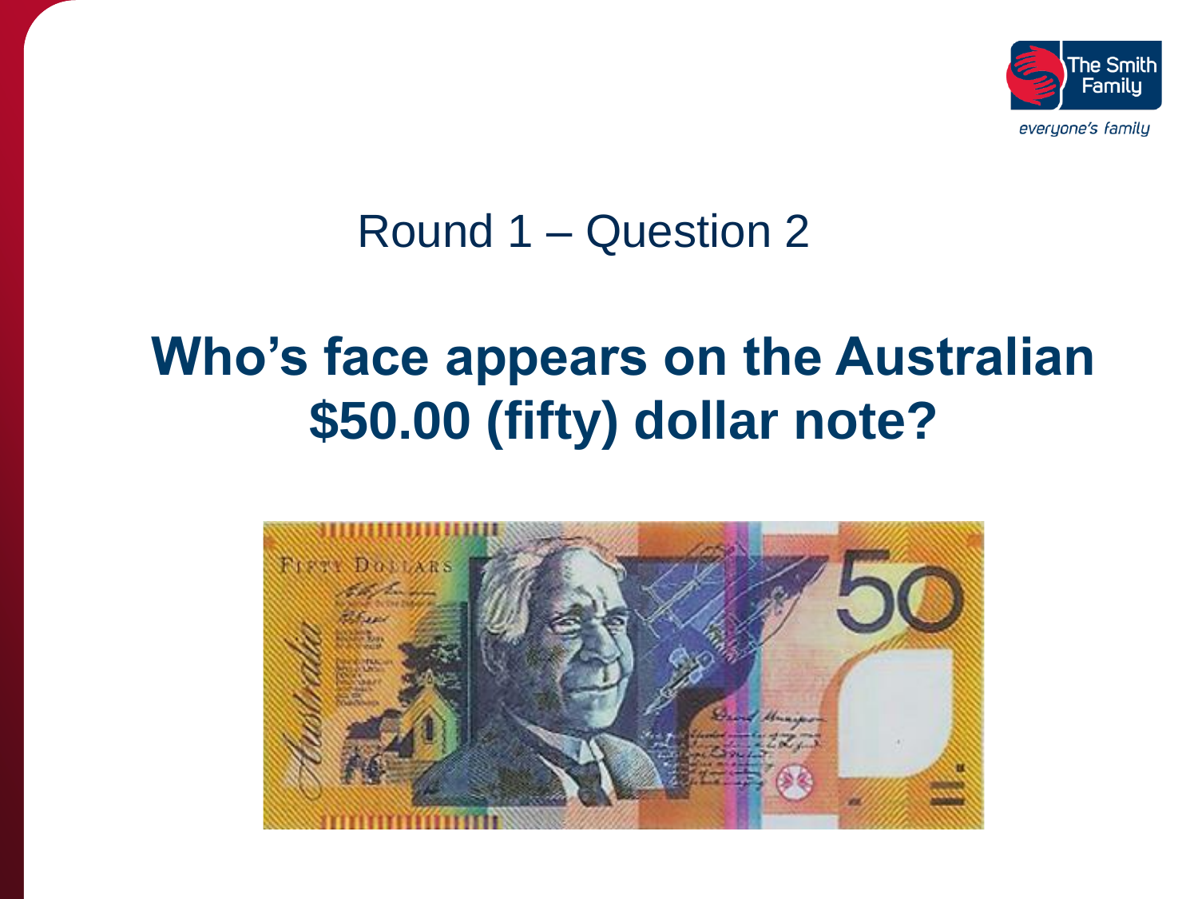Round 1 – Question 2

## Who's face appears on the Australian $50.00 (fifty) dollar note?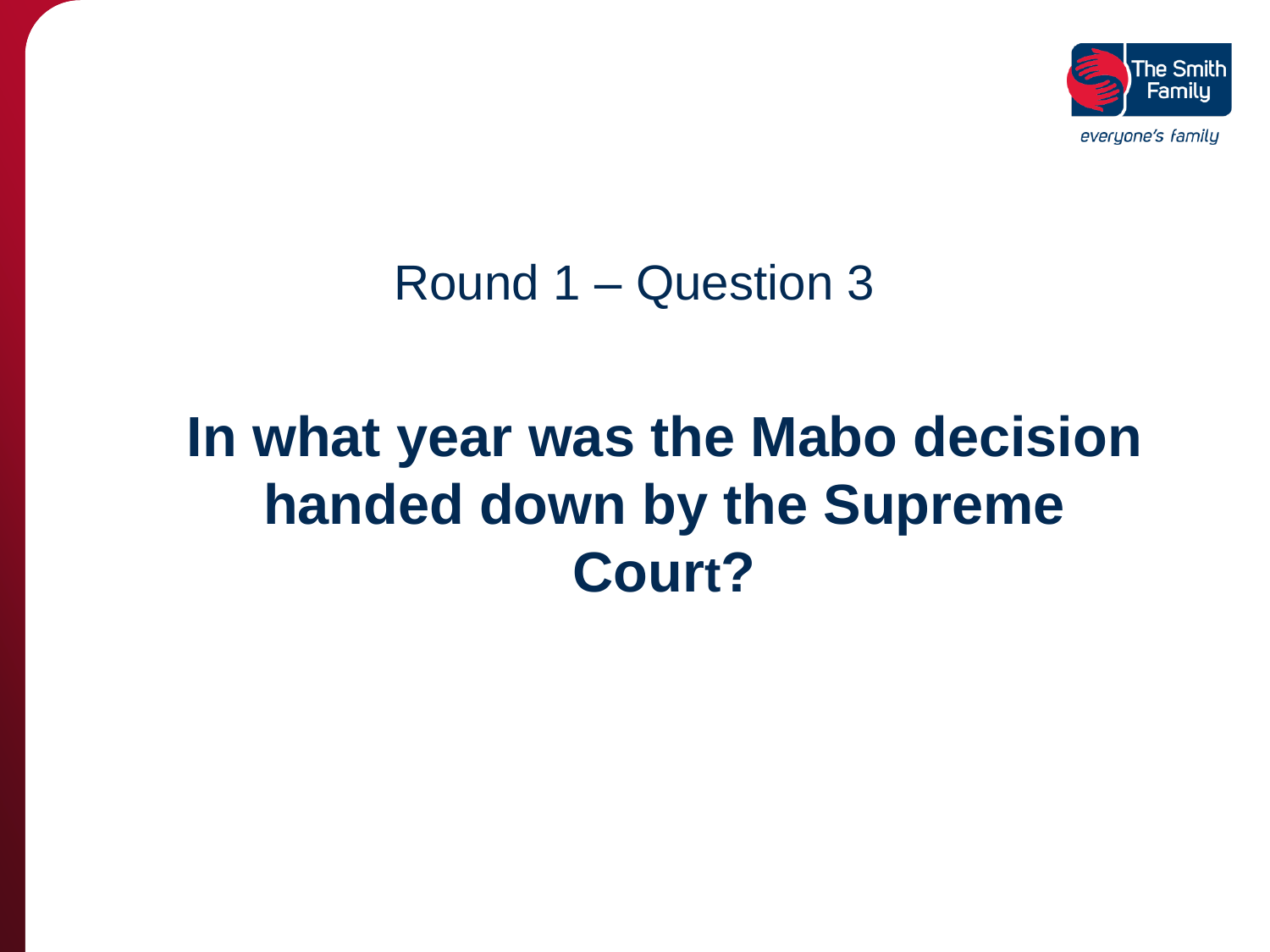## Round 1 – Question 3

# In what year was the Mabo decision handed down by the Supreme Court?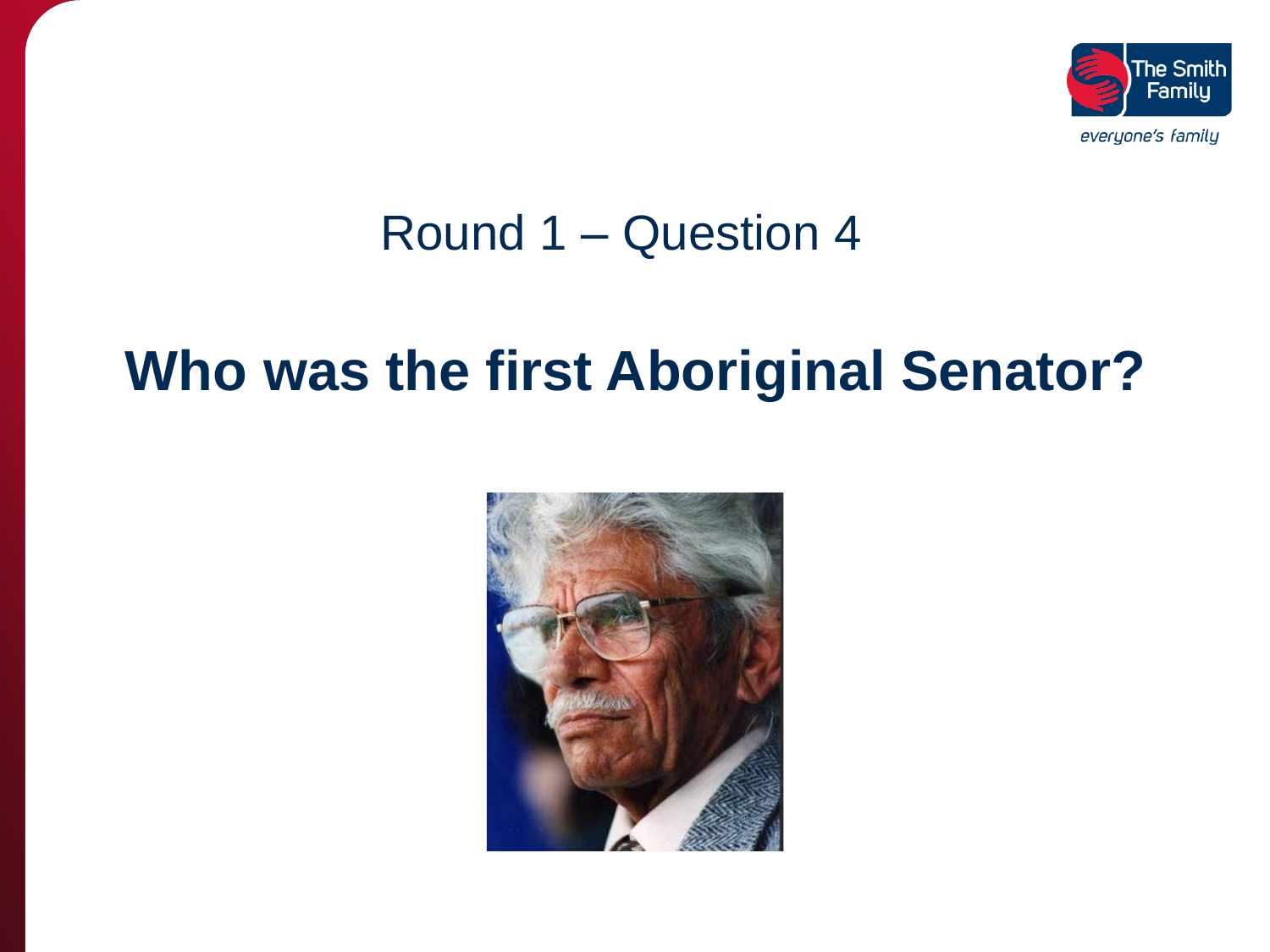## Round 1 – Question 4

# Who was the first Aboriginal Senator?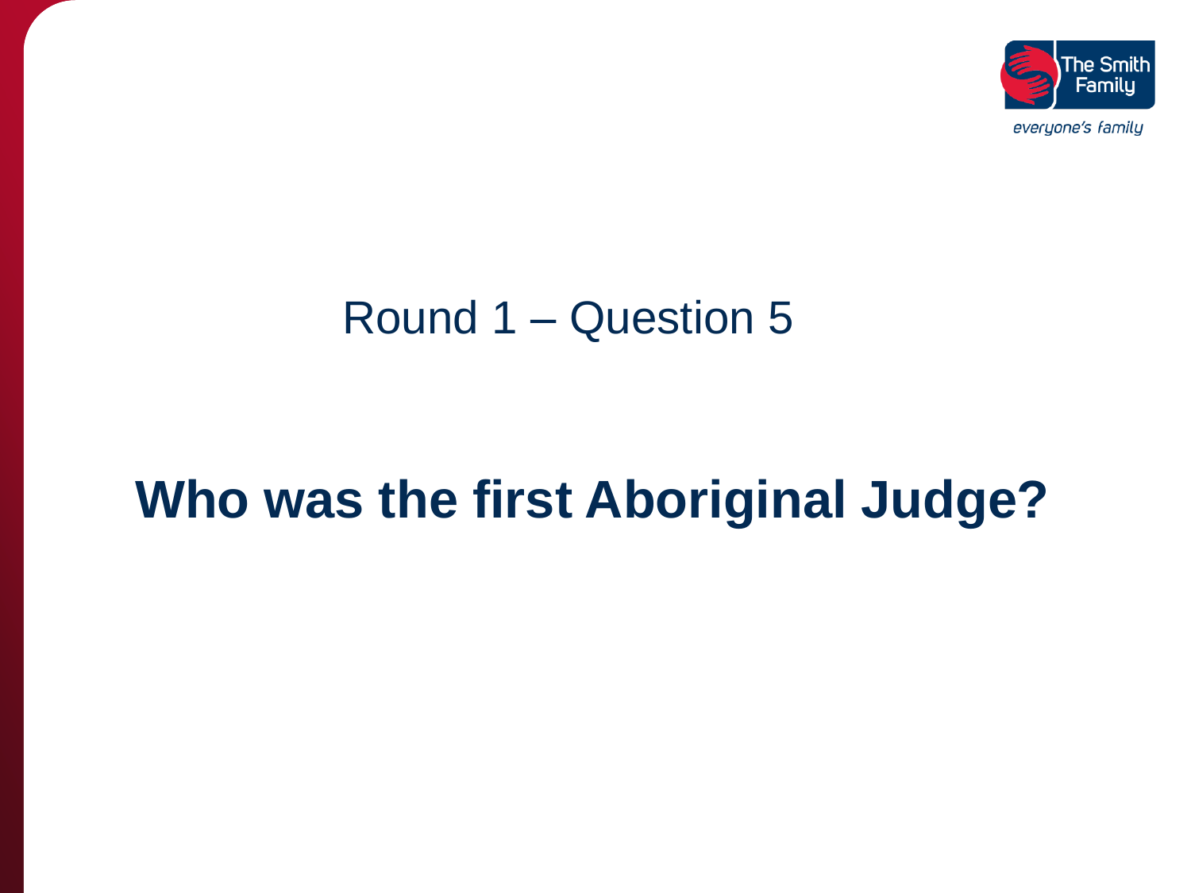Round 1 – Question 5

# Who was the first Aboriginal Judge?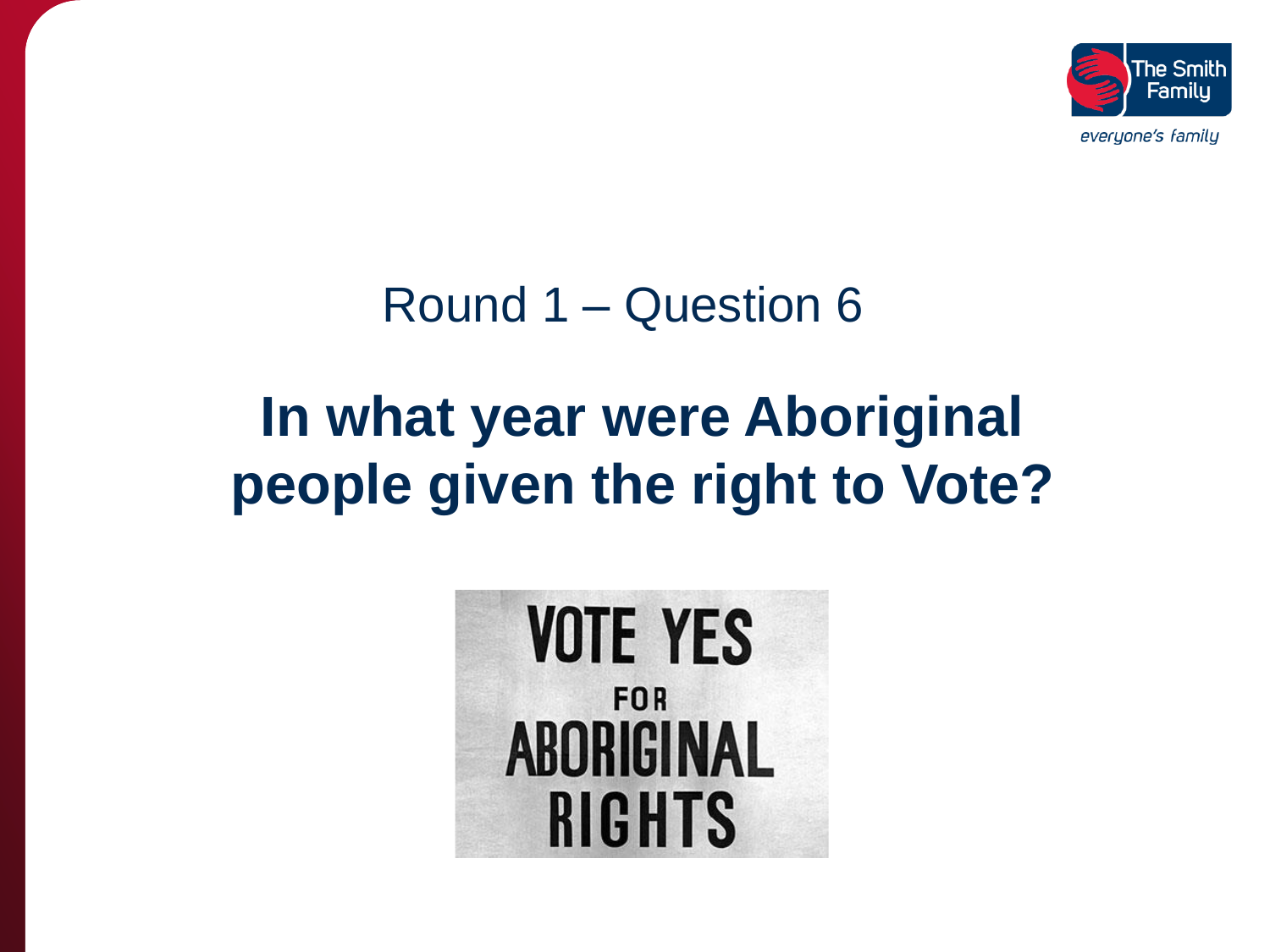## Round 1 – Question 6

# In what year were Aboriginal people given the right to Vote?

VOTE YES FOR ABORIGINAL RIGHTS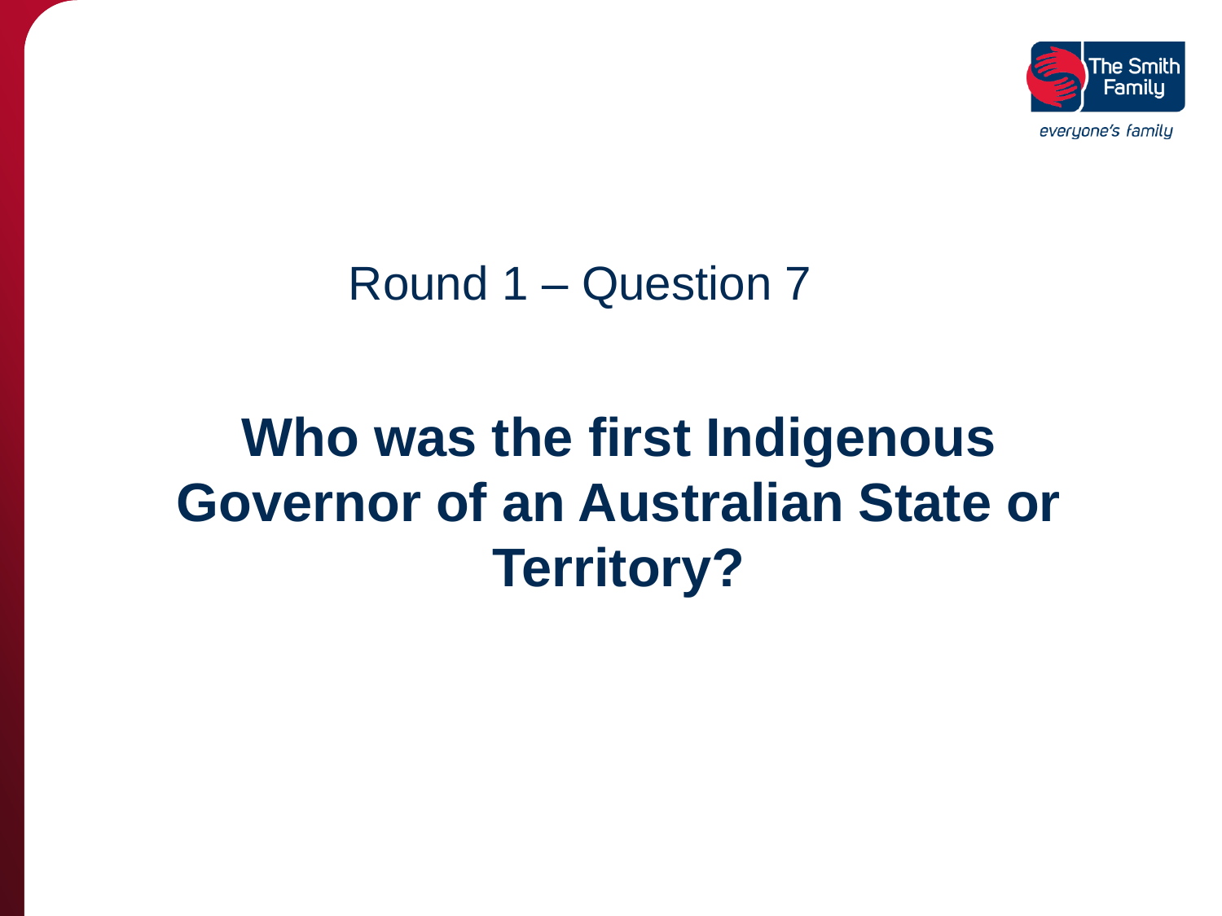Round 1 – Question 7

# Who was the first Indigenous Governor of an Australian State or Territory?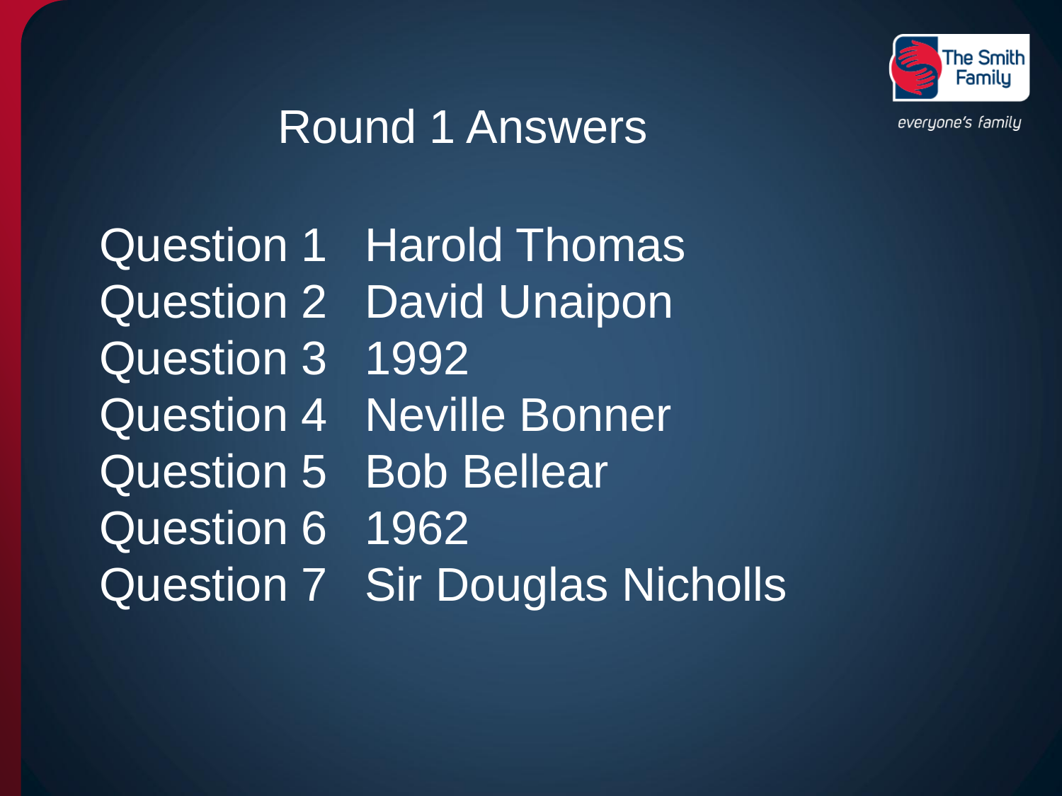# Round 1 Answers

The Smith Family

*everyone's family*

Question 1 Harold Thomas
Question 2 David Unaipon
Question 3 1992
Question 4 Neville Bonner
Question 5 Bob Bellear
Question 6 1962
Question 7 Sir Douglas Nicholls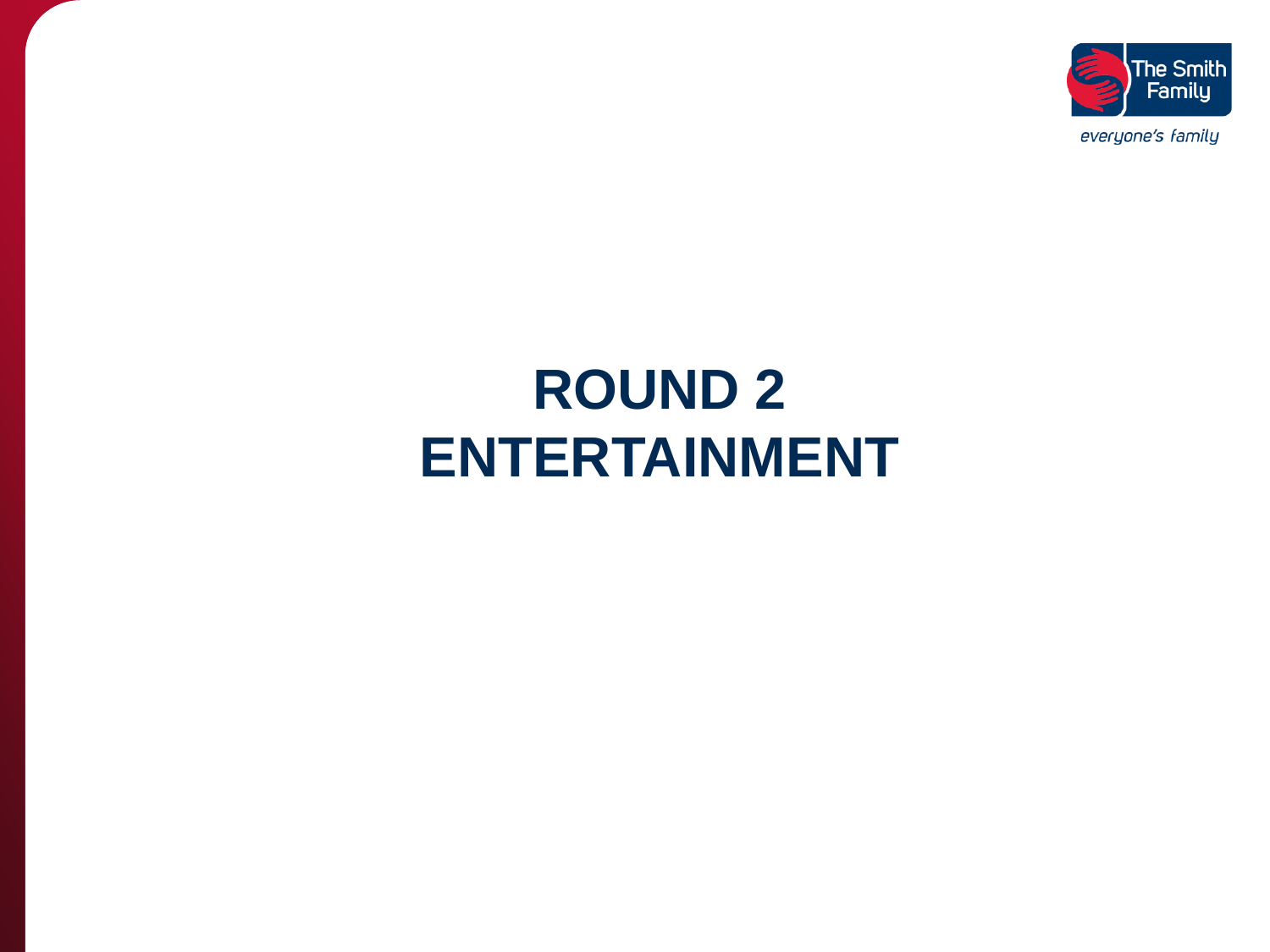# ROUND 2
# ENTERTAINMENT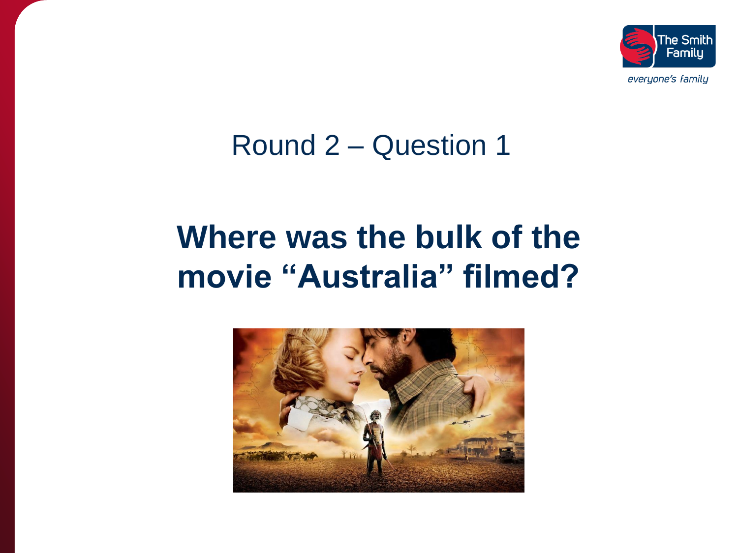Round 2 – Question 1

# Where was the bulk of the movie "Australia" filmed?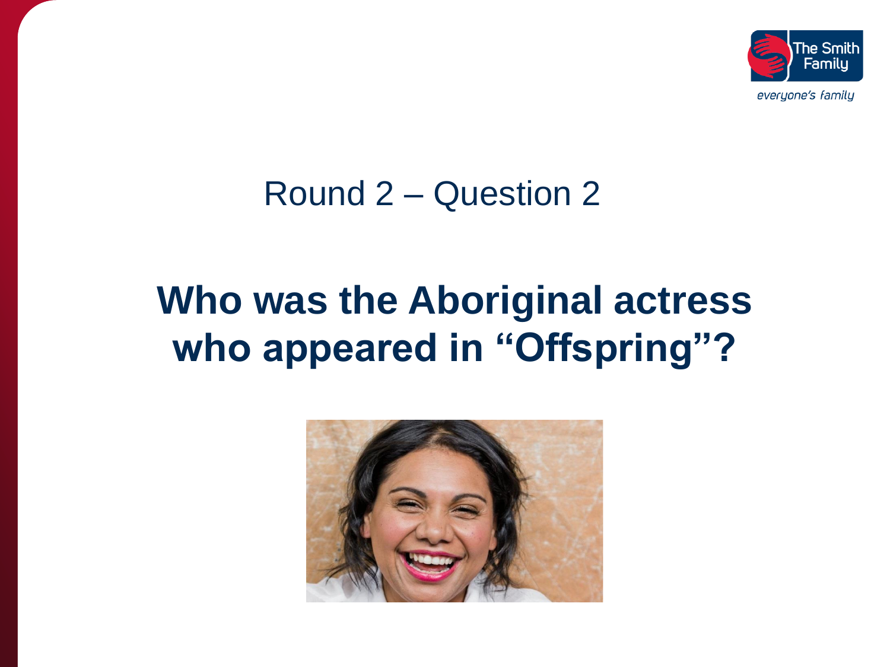Round 2 – Question 2

# Who was the Aboriginal actress who appeared in "Offspring"?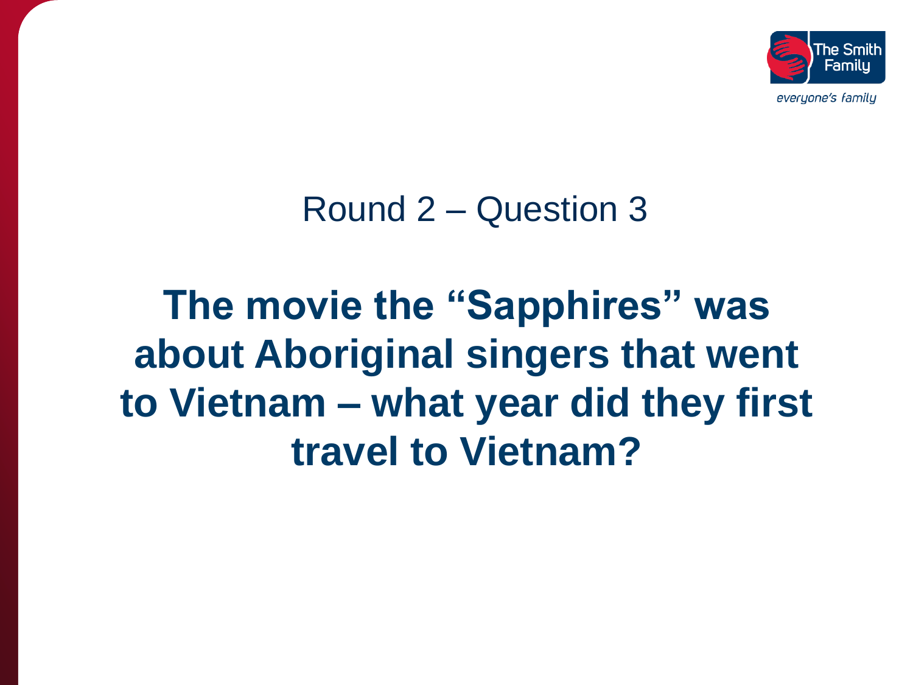Round 2 – Question 3

**The movie the "Sapphires" was about Aboriginal singers that went to Vietnam – what year did they first travel to Vietnam?**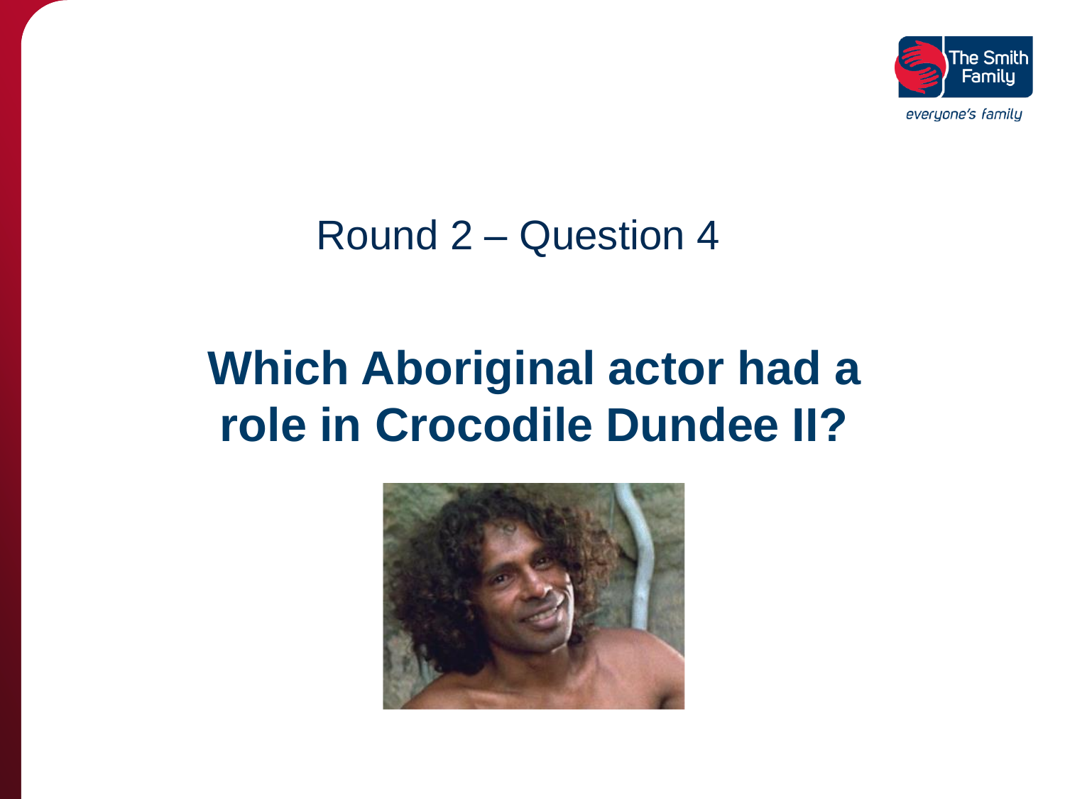Round 2 – Question 4

# Which Aboriginal actor had a role in Crocodile Dundee II?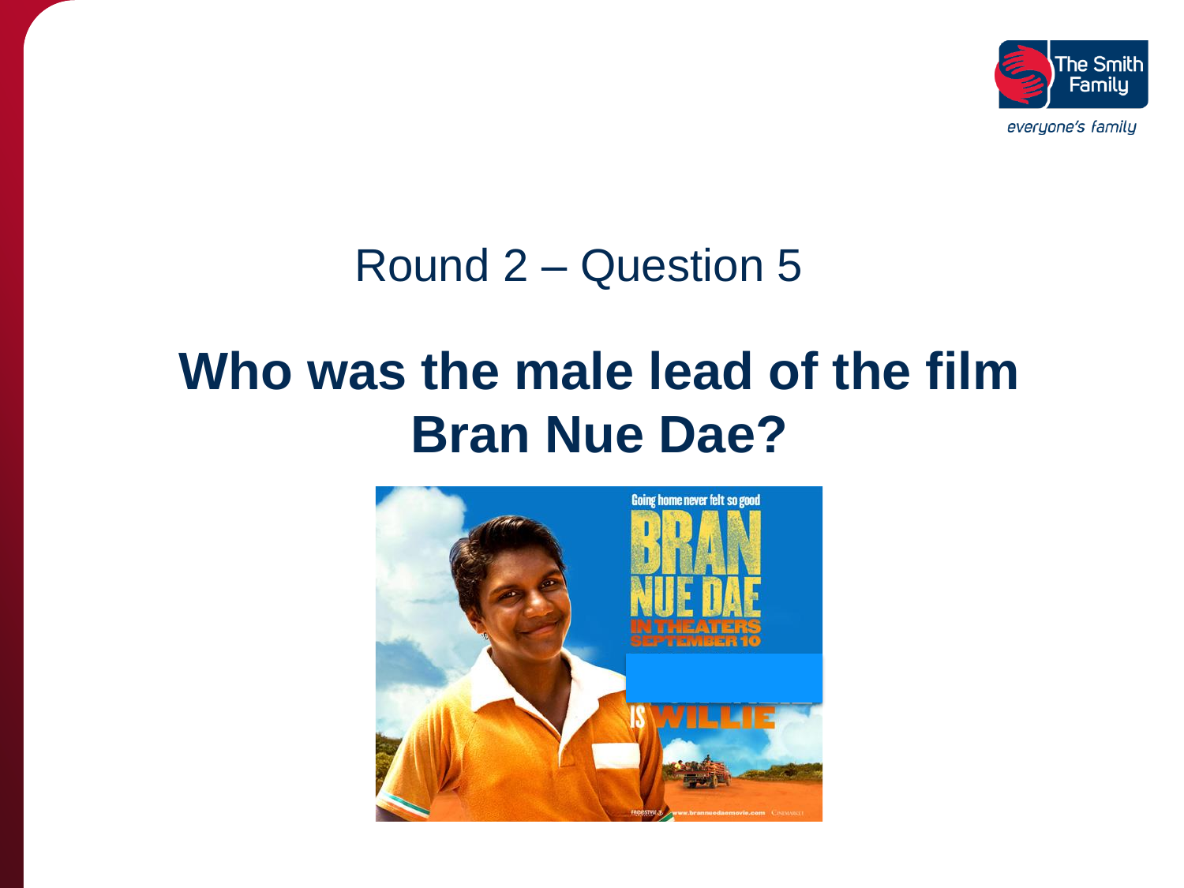Round 2 – Question 5

# Who was the male lead of the film Bran Nue Dae?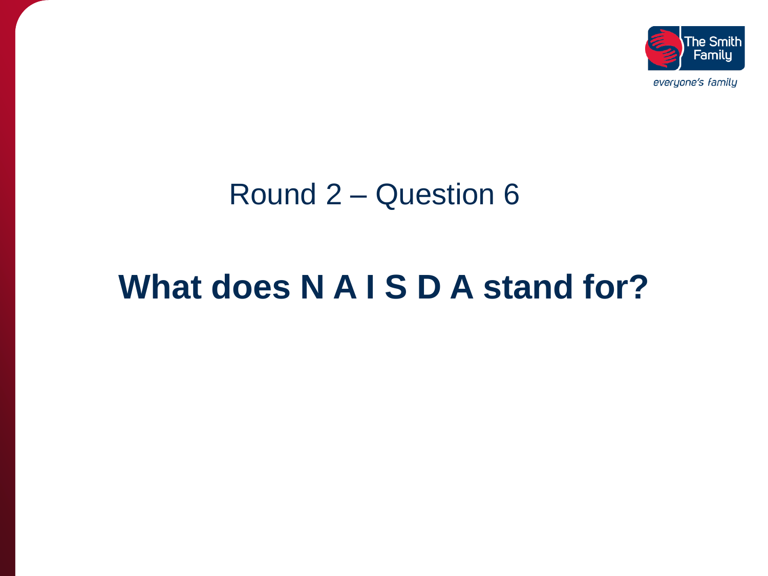## Round 2 – Question 6

# What does N A I S D A stand for?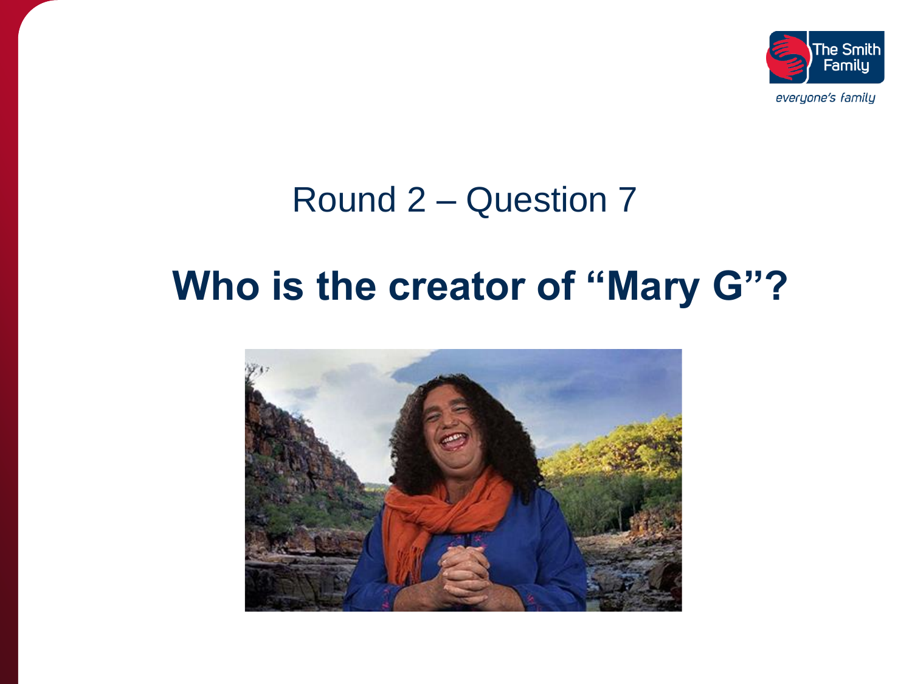Round 2 – Question 7

**Who is the creator of "Mary G"?**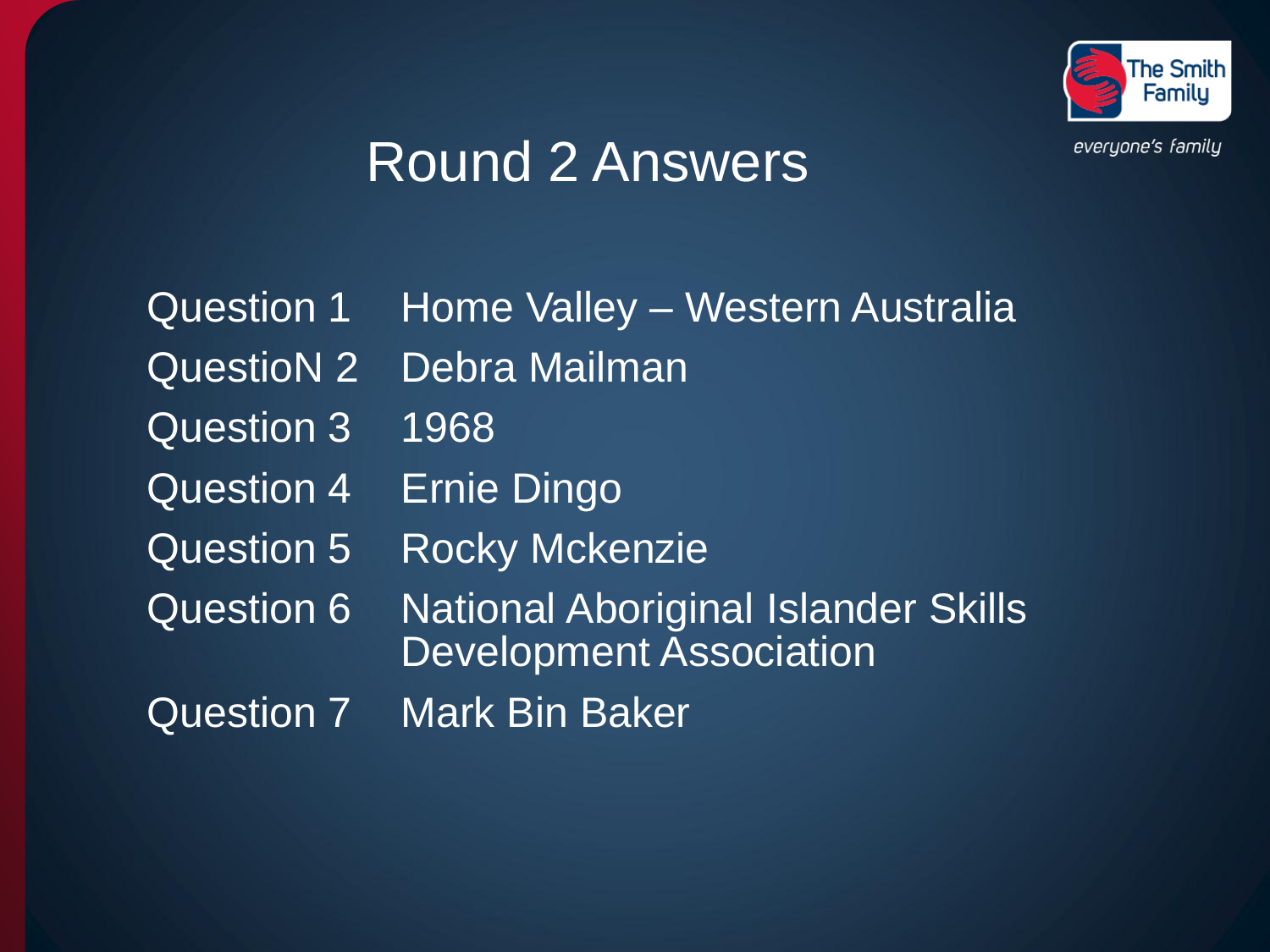# Round 2 Answers

| | |
|---|---|
| Question 1 | Home Valley – Western Australia |
| QuestioN 2 | Debra Mailman |
| Question 3 | 1968 |
| Question 4 | Ernie Dingo |
| Question 5 | Rocky Mckenzie |
| Question 6 | National Aboriginal Islander Skills Development Association |
| Question 7 | Mark Bin Baker |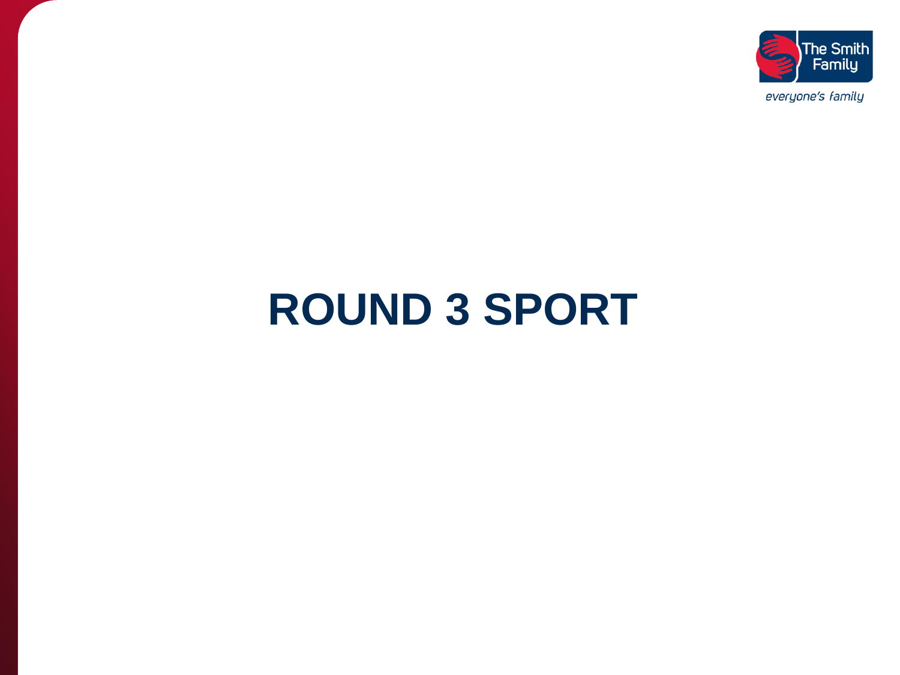# ROUND 3 SPORT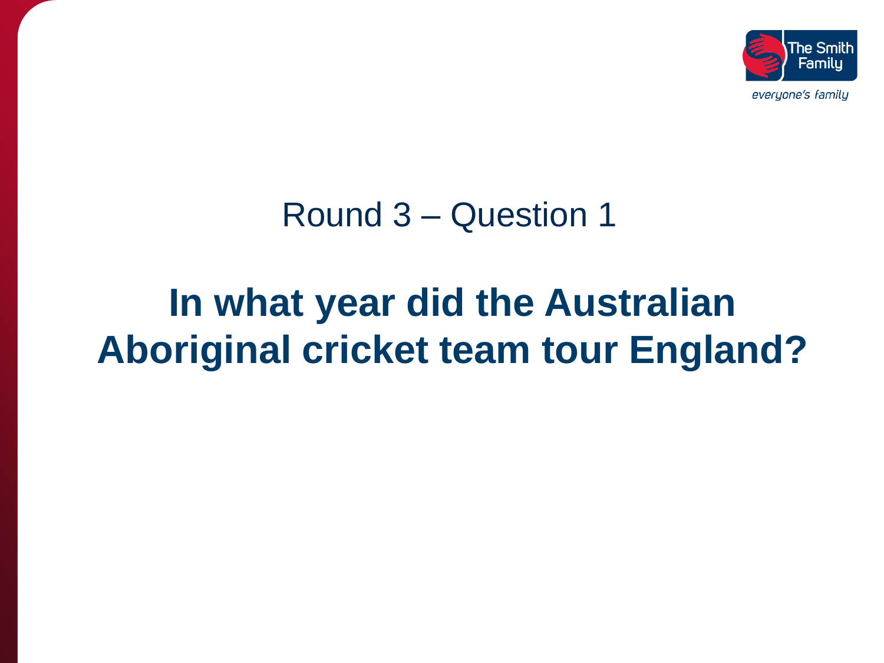Round 3 – Question 1

## In what year did the Australian Aboriginal cricket team tour England?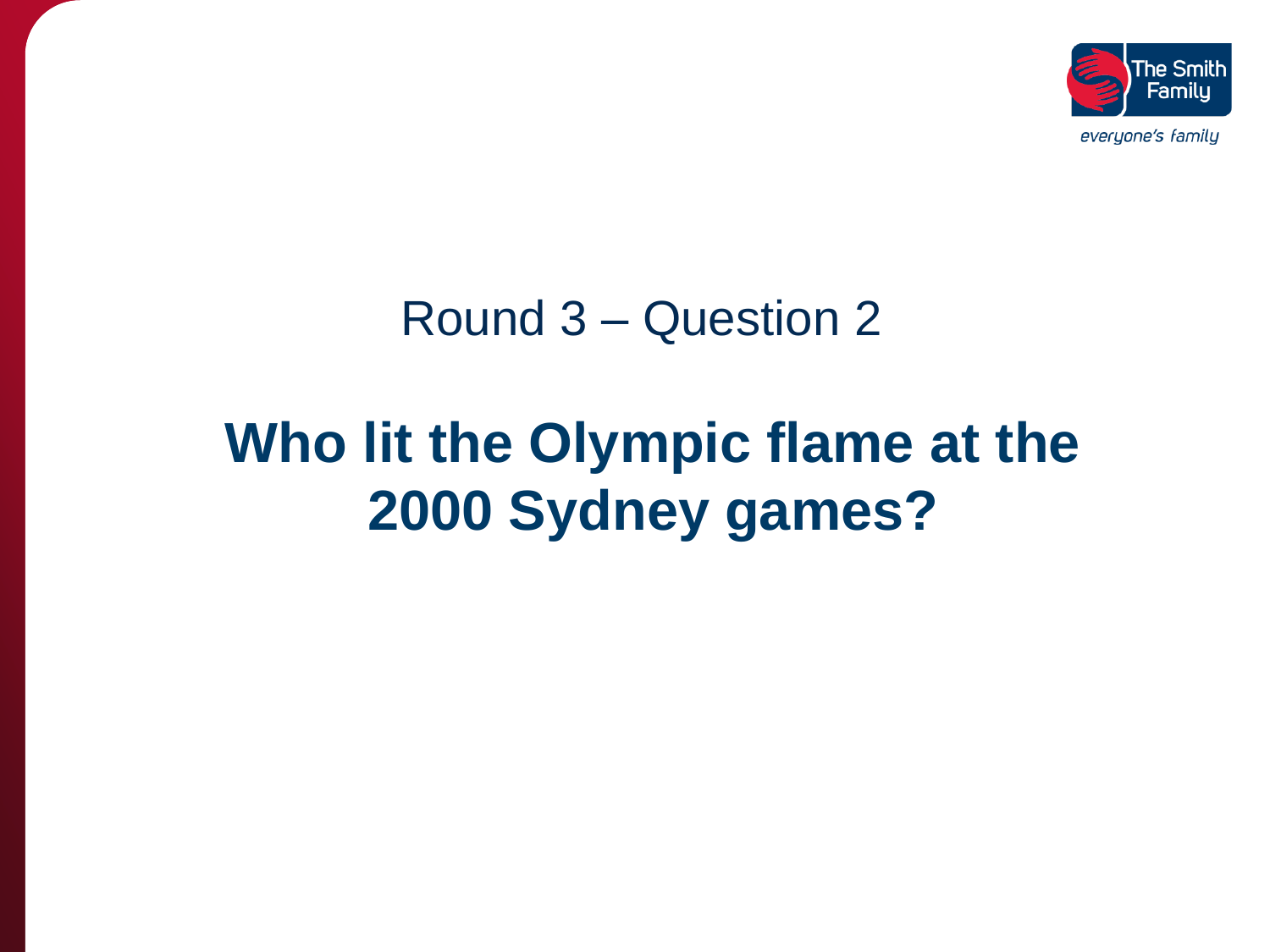Round 3 – Question 2

# Who lit the Olympic flame at the 2000 Sydney games?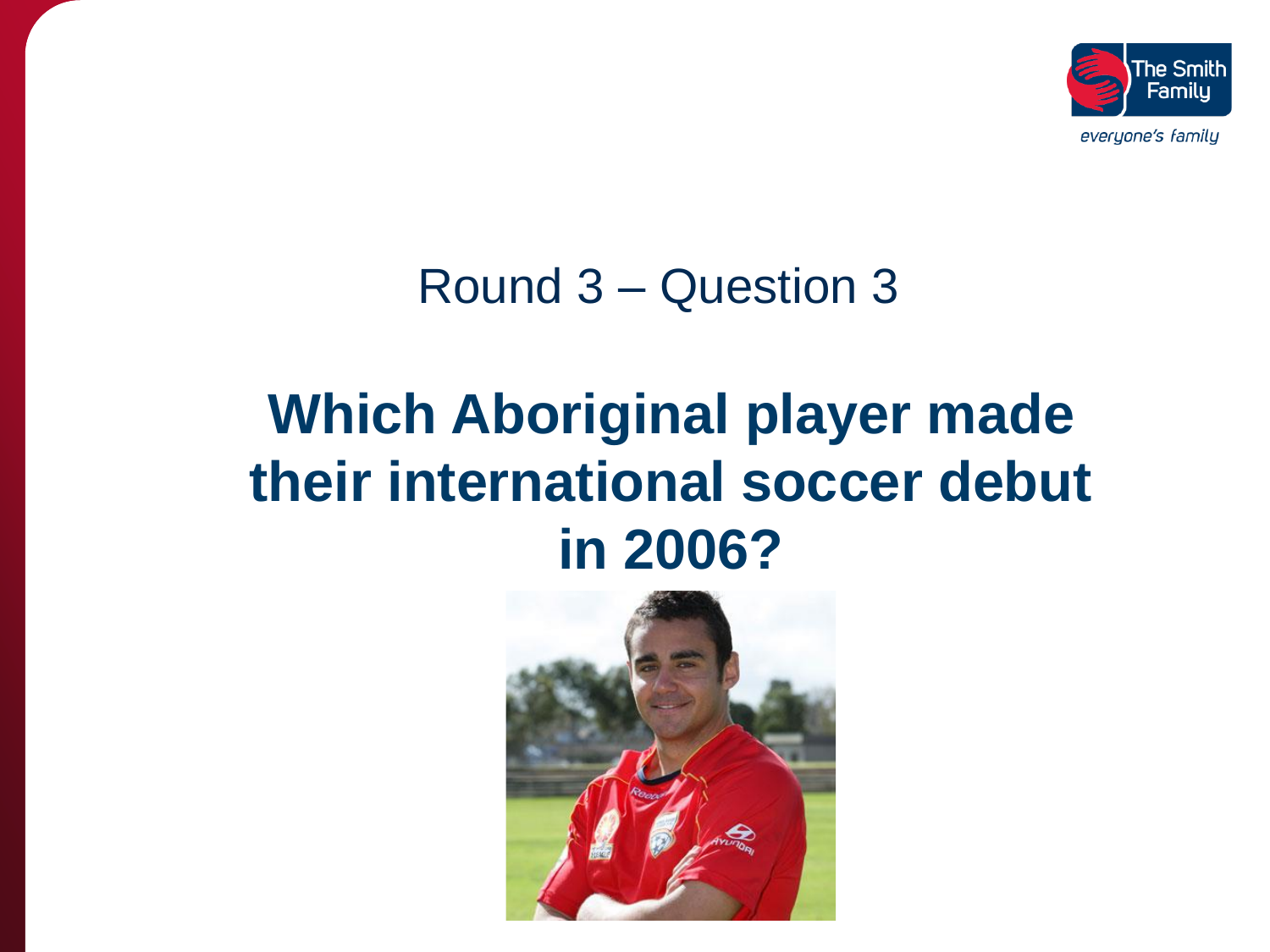Round 3 – Question 3

# Which Aboriginal player made their international soccer debut in 2006?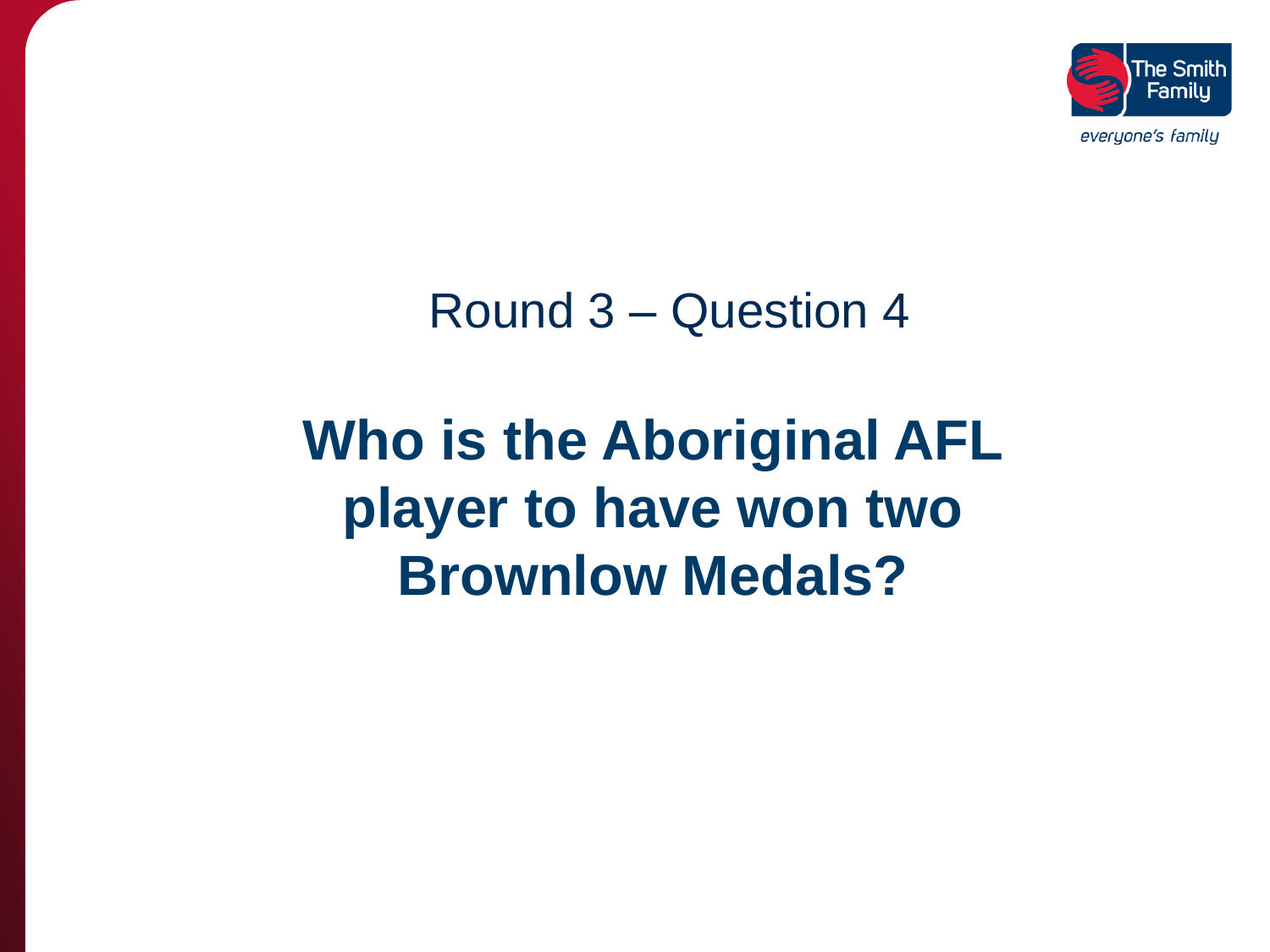## Round 3 – Question 4

# Who is the Aboriginal AFL player to have won two Brownlow Medals?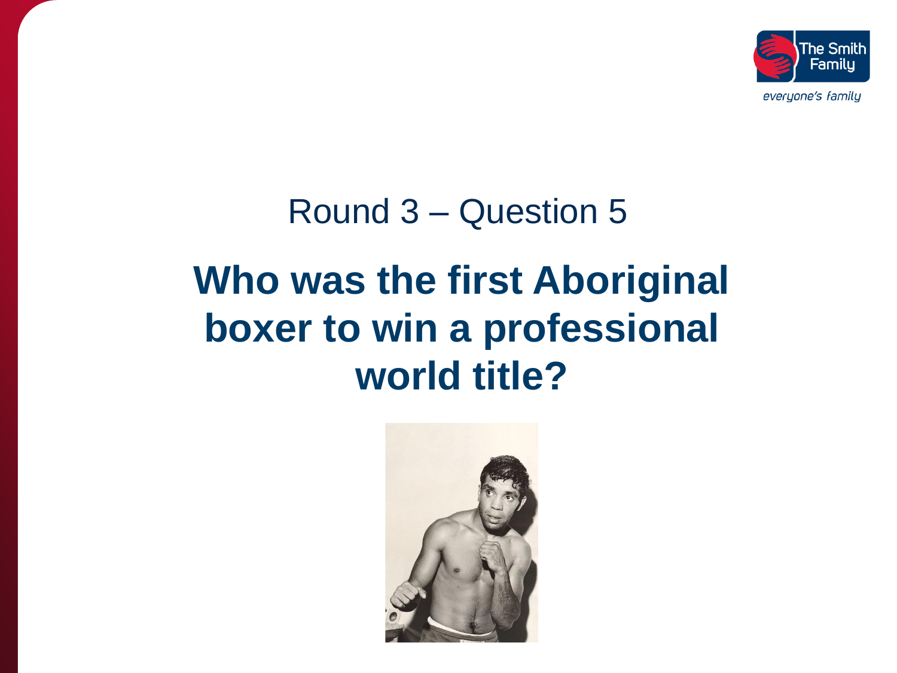Round 3 – Question 5

# Who was the first Aboriginal boxer to win a professional world title?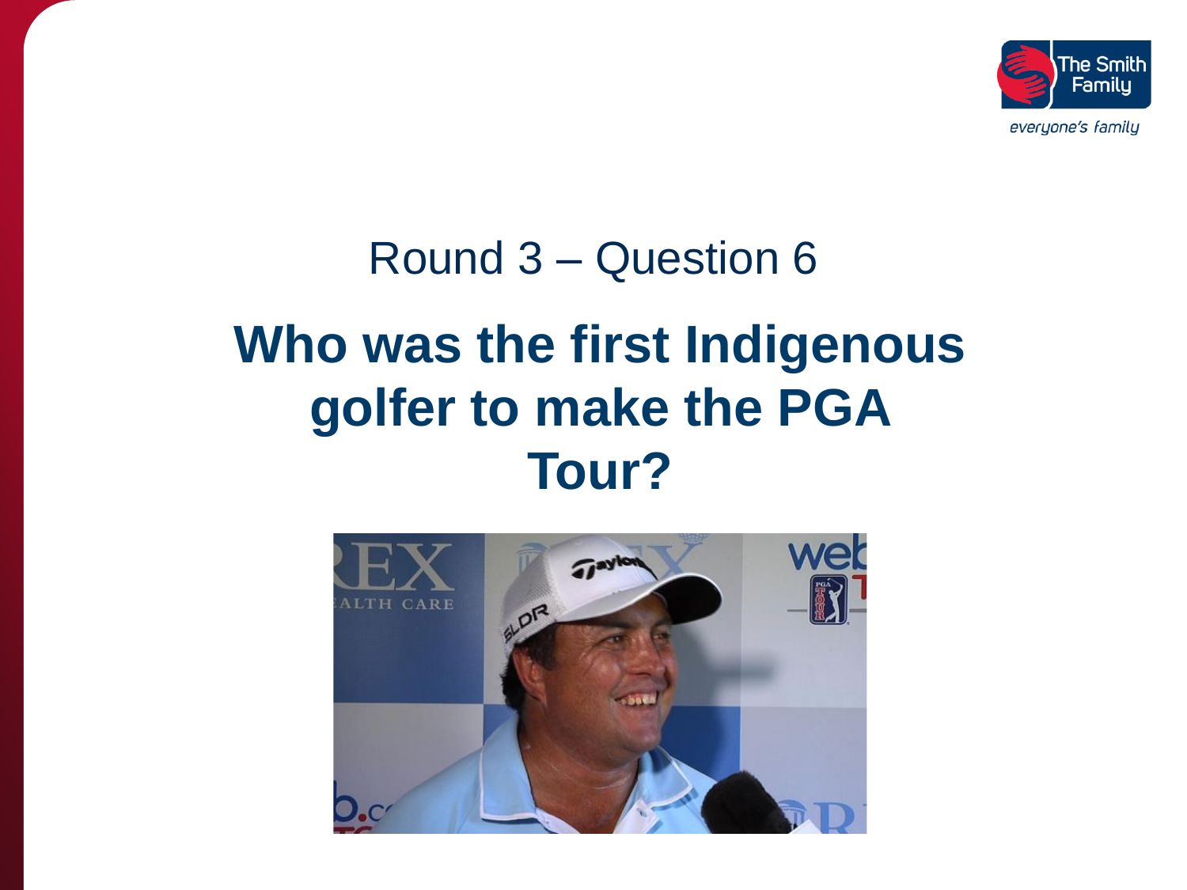## Round 3 – Question 6

# Who was the first Indigenous golfer to make the PGA Tour?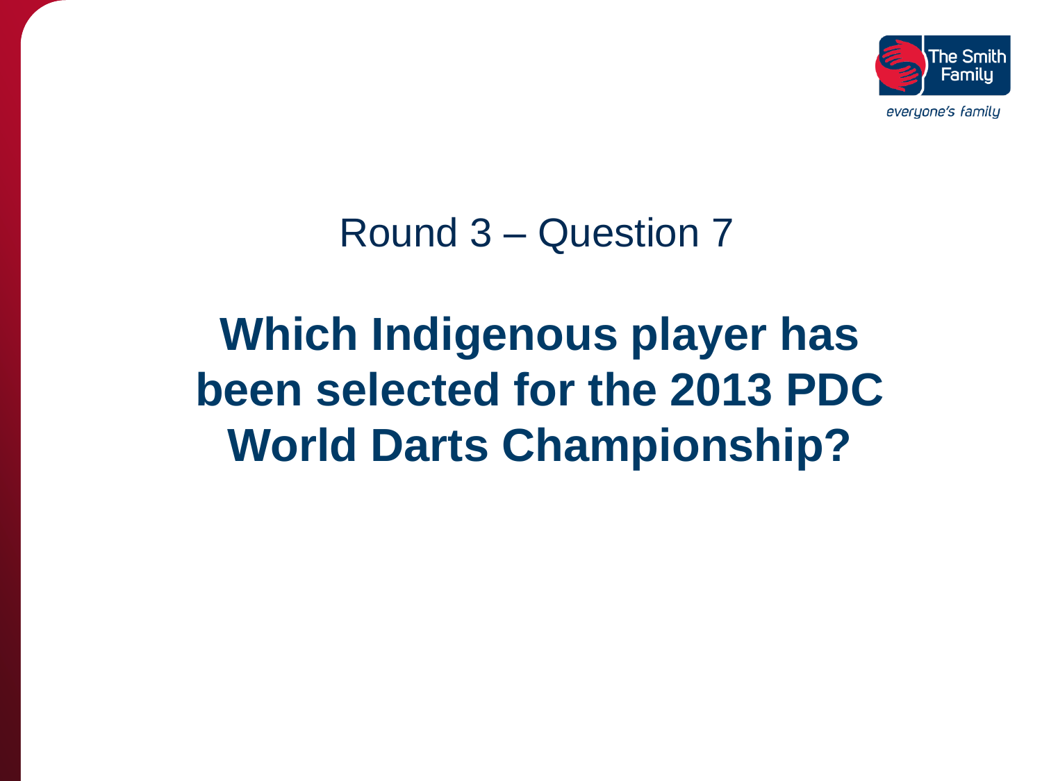Round 3 – Question 7

# Which Indigenous player has been selected for the 2013 PDC World Darts Championship?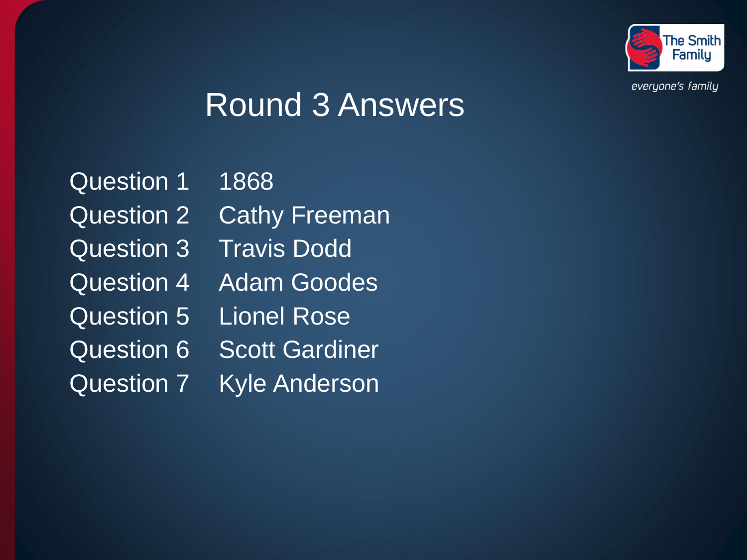# Round 3 Answers

| | |
|---|---|
| Question 1 | 1868 |
| Question 2 | Cathy Freeman |
| Question 3 | Travis Dodd |
| Question 4 | Adam Goodes |
| Question 5 | Lionel Rose |
| Question 6 | Scott Gardiner |
| Question 7 | Kyle Anderson |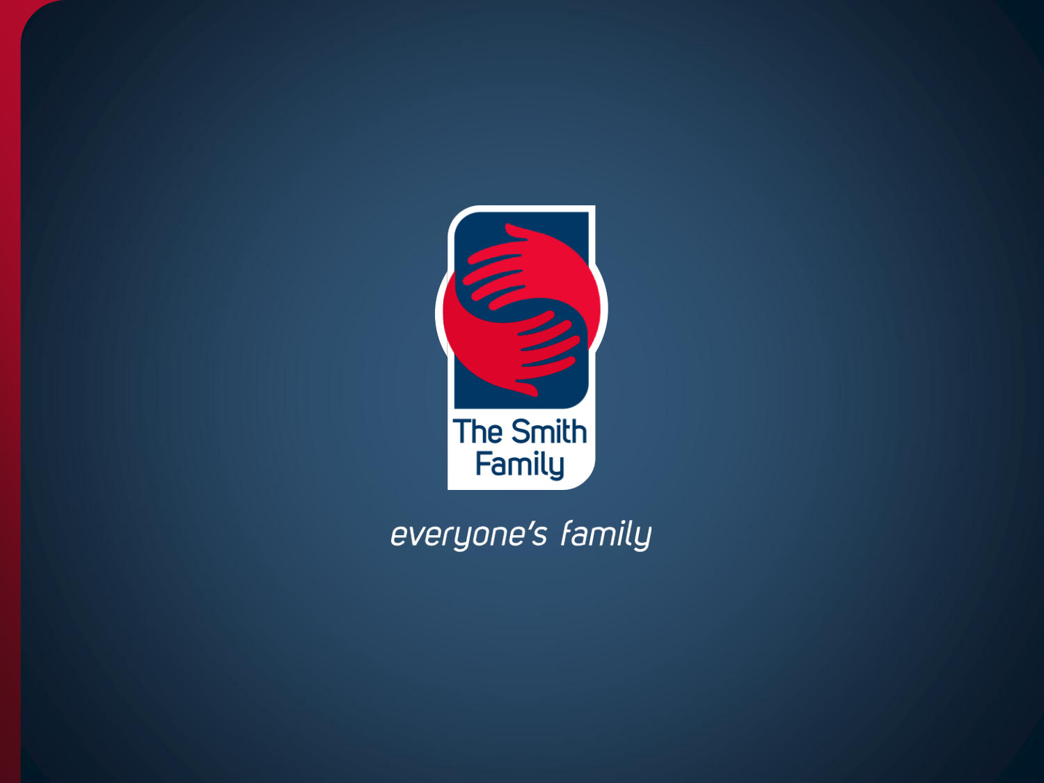The Smith Family

*everyone's family*